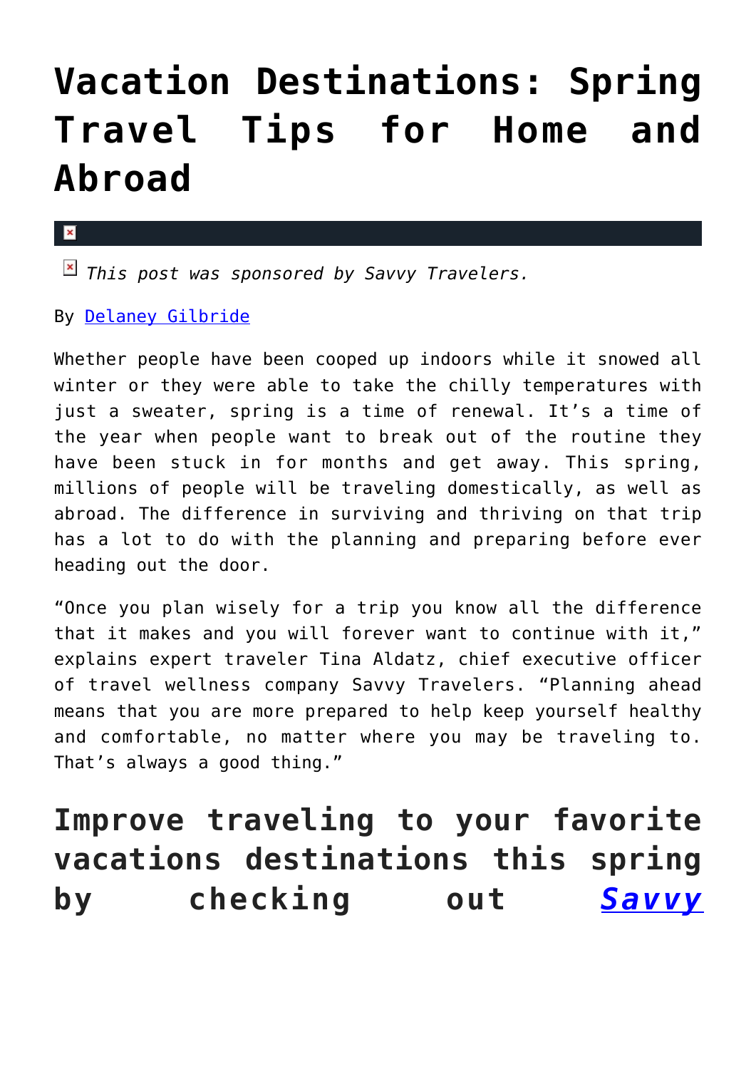# Vacation Destinations: Spring Travel Tips for Home and Abroad

*This post was sponsored by Savvy Travelers.*

By [Delaney Gilbride]()

Whether people have been cooped up indoors while it snowed all winter or they were able to take the chilly temperatures with just a sweater, spring is a time of renewal. It's a time of the year when people want to break out of the routine they have been stuck in for months and get away. This spring, millions of people will be traveling domestically, as well as abroad. The difference in surviving and thriving on that trip has a lot to do with the planning and preparing before ever heading out the door.

"Once you plan wisely for a trip you know all the difference that it makes and you will forever want to continue with it," explains expert traveler Tina Aldatz, chief executive officer of travel wellness company Savvy Travelers. "Planning ahead means that you are more prepared to help keep yourself healthy and comfortable, no matter where you may be traveling to. That's always a good thing."

## Improve traveling to your favorite vacations destinations this spring by checking out [*Savvy*]()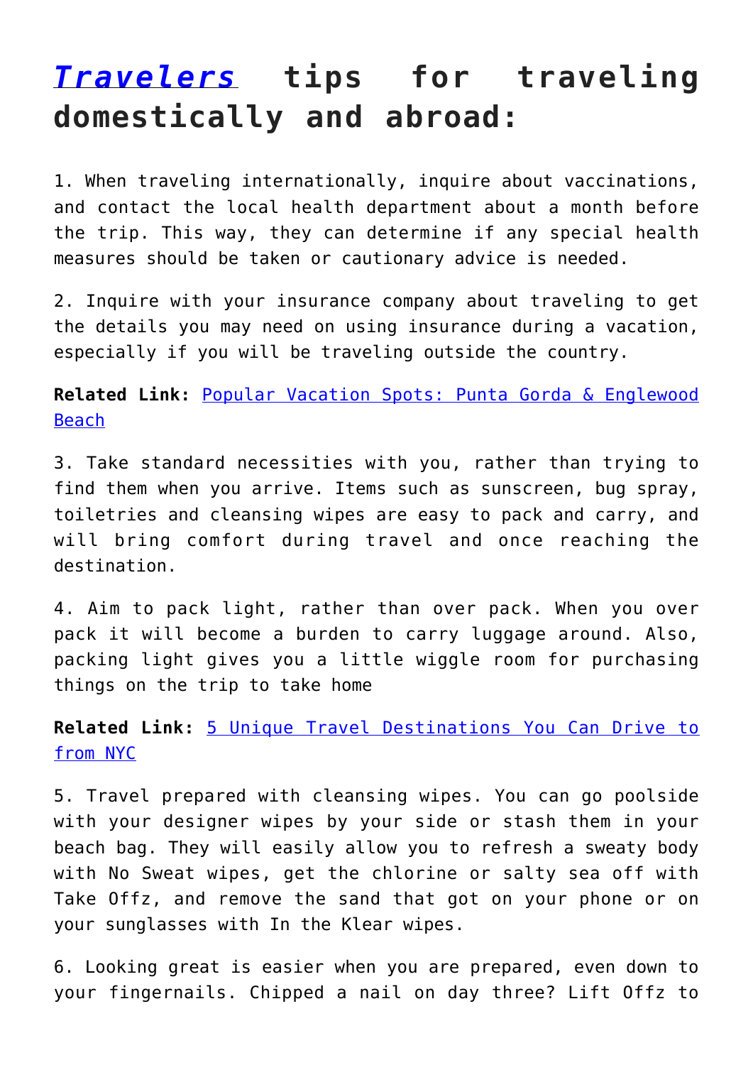## *[Travelers]* tips for traveling domestically and abroad:

1. When traveling internationally, inquire about vaccinations, and contact the local health department about a month before the trip. This way, they can determine if any special health measures should be taken or cautionary advice is needed.

2. Inquire with your insurance company about traveling to get the details you may need on using insurance during a vacation, especially if you will be traveling outside the country.

**Related Link:** Popular Vacation Spots: Punta Gorda & Englewood Beach

3. Take standard necessities with you, rather than trying to find them when you arrive. Items such as sunscreen, bug spray, toiletries and cleansing wipes are easy to pack and carry, and will bring comfort during travel and once reaching the destination.

4. Aim to pack light, rather than over pack. When you over pack it will become a burden to carry luggage around. Also, packing light gives you a little wiggle room for purchasing things on the trip to take home

**Related Link:** 5 Unique Travel Destinations You Can Drive to from NYC

5. Travel prepared with cleansing wipes. You can go poolside with your designer wipes by your side or stash them in your beach bag. They will easily allow you to refresh a sweaty body with No Sweat wipes, get the chlorine or salty sea off with Take Offz, and remove the sand that got on your phone or on your sunglasses with In the Klear wipes.

6. Looking great is easier when you are prepared, even down to your fingernails. Chipped a nail on day three? Lift Offz to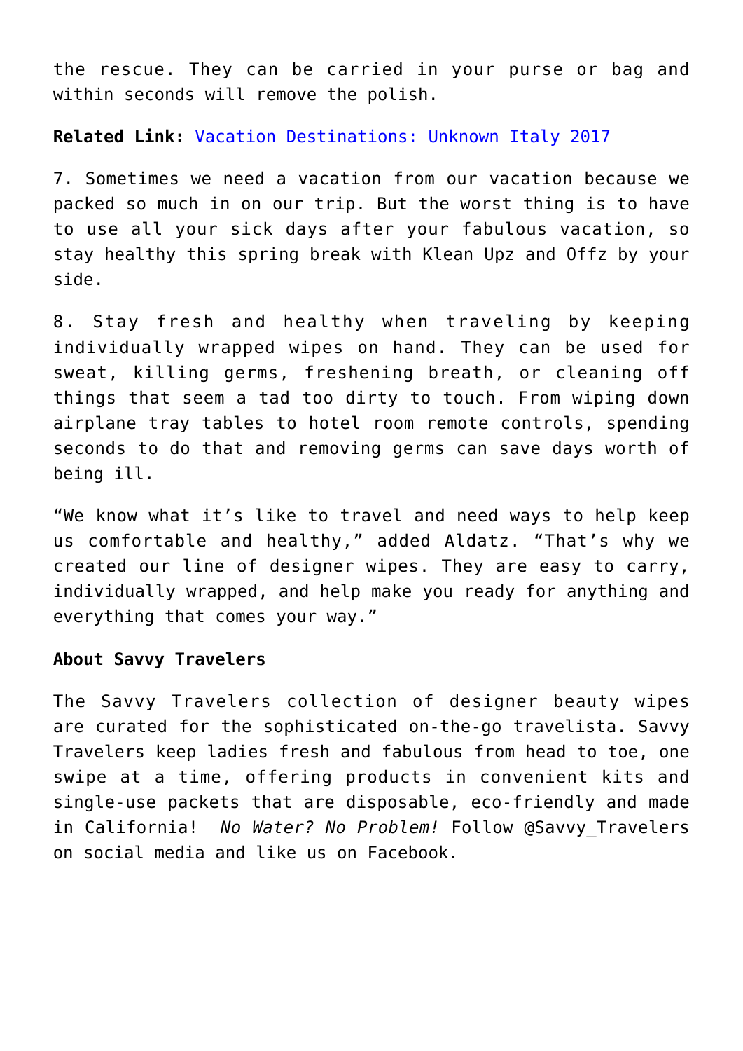the rescue. They can be carried in your purse or bag and within seconds will remove the polish.

**Related Link:** [Vacation Destinations: Unknown Italy 2017]()

7. Sometimes we need a vacation from our vacation because we packed so much in on our trip. But the worst thing is to have to use all your sick days after your fabulous vacation, so stay healthy this spring break with Klean Upz and Offz by your side.

8. Stay fresh and healthy when traveling by keeping individually wrapped wipes on hand. They can be used for sweat, killing germs, freshening breath, or cleaning off things that seem a tad too dirty to touch. From wiping down airplane tray tables to hotel room remote controls, spending seconds to do that and removing germs can save days worth of being ill.

"We know what it's like to travel and need ways to help keep us comfortable and healthy," added Aldatz. "That's why we created our line of designer wipes. They are easy to carry, individually wrapped, and help make you ready for anything and everything that comes your way."

**About Savvy Travelers**

The Savvy Travelers collection of designer beauty wipes are curated for the sophisticated on-the-go travelista. Savvy Travelers keep ladies fresh and fabulous from head to toe, one swipe at a time, offering products in convenient kits and single-use packets that are disposable, eco-friendly and made in California! *No Water? No Problem!* Follow @Savvy_Travelers on social media and like us on Facebook.